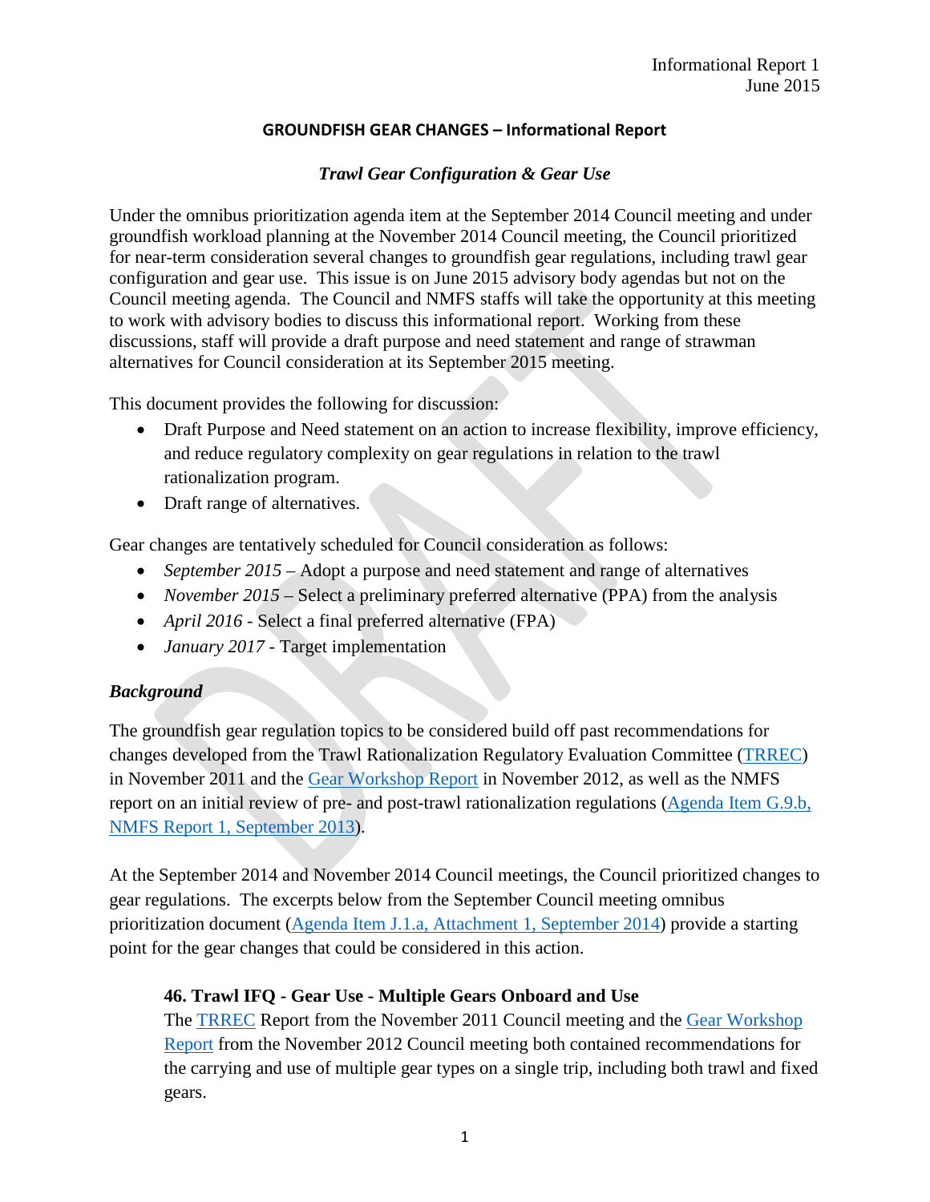Informational Report 1
June 2015

## GROUNDFISH GEAR CHANGES – Informational Report

### *Trawl Gear Configuration & Gear Use*

Under the omnibus prioritization agenda item at the September 2014 Council meeting and under groundfish workload planning at the November 2014 Council meeting, the Council prioritized for near-term consideration several changes to groundfish gear regulations, including trawl gear configuration and gear use. This issue is on June 2015 advisory body agendas but not on the Council meeting agenda. The Council and NMFS staffs will take the opportunity at this meeting to work with advisory bodies to discuss this informational report. Working from these discussions, staff will provide a draft purpose and need statement and range of strawman alternatives for Council consideration at its September 2015 meeting.

This document provides the following for discussion:

- Draft Purpose and Need statement on an action to increase flexibility, improve efficiency, and reduce regulatory complexity on gear regulations in relation to the trawl rationalization program.
- Draft range of alternatives.

Gear changes are tentatively scheduled for Council consideration as follows:

- *September 2015* – Adopt a purpose and need statement and range of alternatives
- *November 2015* – Select a preliminary preferred alternative (PPA) from the analysis
- *April 2016* - Select a final preferred alternative (FPA)
- *January 2017* - Target implementation

### *Background*

The groundfish gear regulation topics to be considered build off past recommendations for changes developed from the Trawl Rationalization Regulatory Evaluation Committee (TRREC) in November 2011 and the Gear Workshop Report in November 2012, as well as the NMFS report on an initial review of pre- and post-trawl rationalization regulations (Agenda Item G.9.b, NMFS Report 1, September 2013).

At the September 2014 and November 2014 Council meetings, the Council prioritized changes to gear regulations. The excerpts below from the September Council meeting omnibus prioritization document (Agenda Item J.1.a, Attachment 1, September 2014) provide a starting point for the gear changes that could be considered in this action.

> **46. Trawl IFQ - Gear Use - Multiple Gears Onboard and Use**
>
> The TRREC Report from the November 2011 Council meeting and the Gear Workshop Report from the November 2012 Council meeting both contained recommendations for the carrying and use of multiple gear types on a single trip, including both trawl and fixed gears.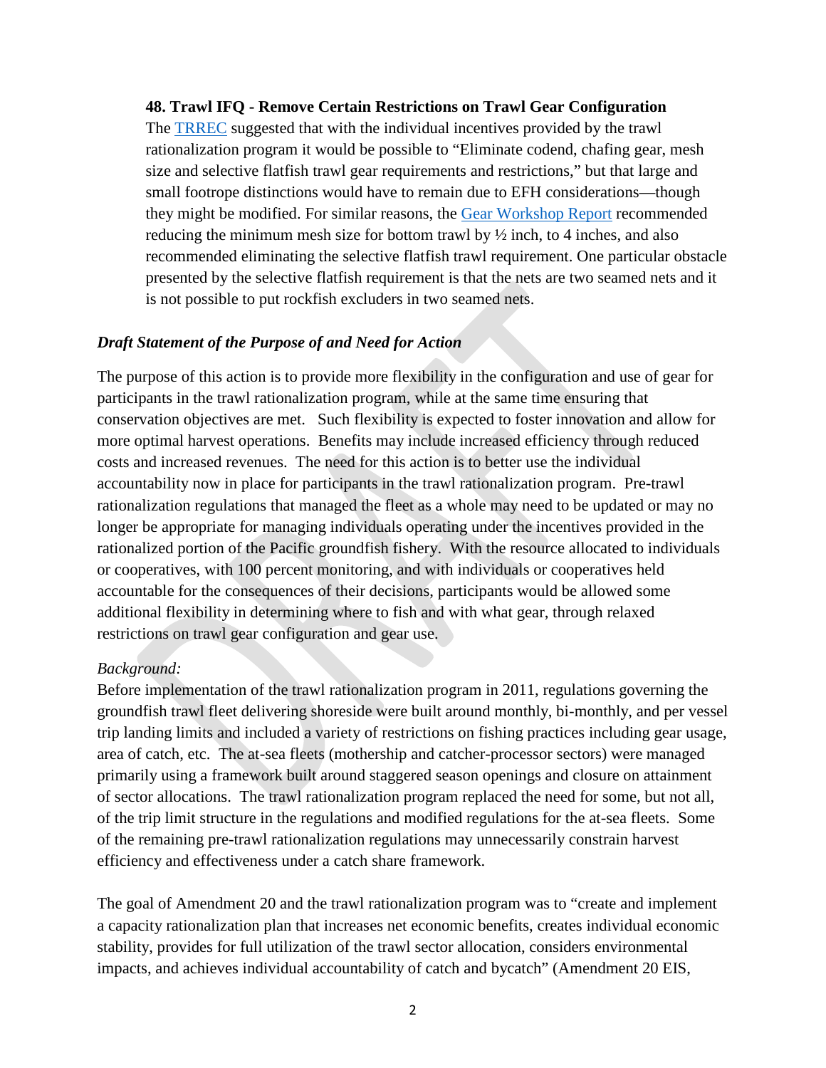**48. Trawl IFQ - Remove Certain Restrictions on Trawl Gear Configuration**

The TRREC suggested that with the individual incentives provided by the trawl rationalization program it would be possible to "Eliminate codend, chafing gear, mesh size and selective flatfish trawl gear requirements and restrictions," but that large and small footrope distinctions would have to remain due to EFH considerations—though they might be modified. For similar reasons, the Gear Workshop Report recommended reducing the minimum mesh size for bottom trawl by ½ inch, to 4 inches, and also recommended eliminating the selective flatfish trawl requirement. One particular obstacle presented by the selective flatfish requirement is that the nets are two seamed nets and it is not possible to put rockfish excluders in two seamed nets.

### *Draft Statement of the Purpose of and Need for Action*

The purpose of this action is to provide more flexibility in the configuration and use of gear for participants in the trawl rationalization program, while at the same time ensuring that conservation objectives are met. Such flexibility is expected to foster innovation and allow for more optimal harvest operations. Benefits may include increased efficiency through reduced costs and increased revenues. The need for this action is to better use the individual accountability now in place for participants in the trawl rationalization program. Pre-trawl rationalization regulations that managed the fleet as a whole may need to be updated or may no longer be appropriate for managing individuals operating under the incentives provided in the rationalized portion of the Pacific groundfish fishery. With the resource allocated to individuals or cooperatives, with 100 percent monitoring, and with individuals or cooperatives held accountable for the consequences of their decisions, participants would be allowed some additional flexibility in determining where to fish and with what gear, through relaxed restrictions on trawl gear configuration and gear use.

*Background:*

Before implementation of the trawl rationalization program in 2011, regulations governing the groundfish trawl fleet delivering shoreside were built around monthly, bi-monthly, and per vessel trip landing limits and included a variety of restrictions on fishing practices including gear usage, area of catch, etc. The at-sea fleets (mothership and catcher-processor sectors) were managed primarily using a framework built around staggered season openings and closure on attainment of sector allocations. The trawl rationalization program replaced the need for some, but not all, of the trip limit structure in the regulations and modified regulations for the at-sea fleets. Some of the remaining pre-trawl rationalization regulations may unnecessarily constrain harvest efficiency and effectiveness under a catch share framework.

The goal of Amendment 20 and the trawl rationalization program was to "create and implement a capacity rationalization plan that increases net economic benefits, creates individual economic stability, provides for full utilization of the trawl sector allocation, considers environmental impacts, and achieves individual accountability of catch and bycatch" (Amendment 20 EIS,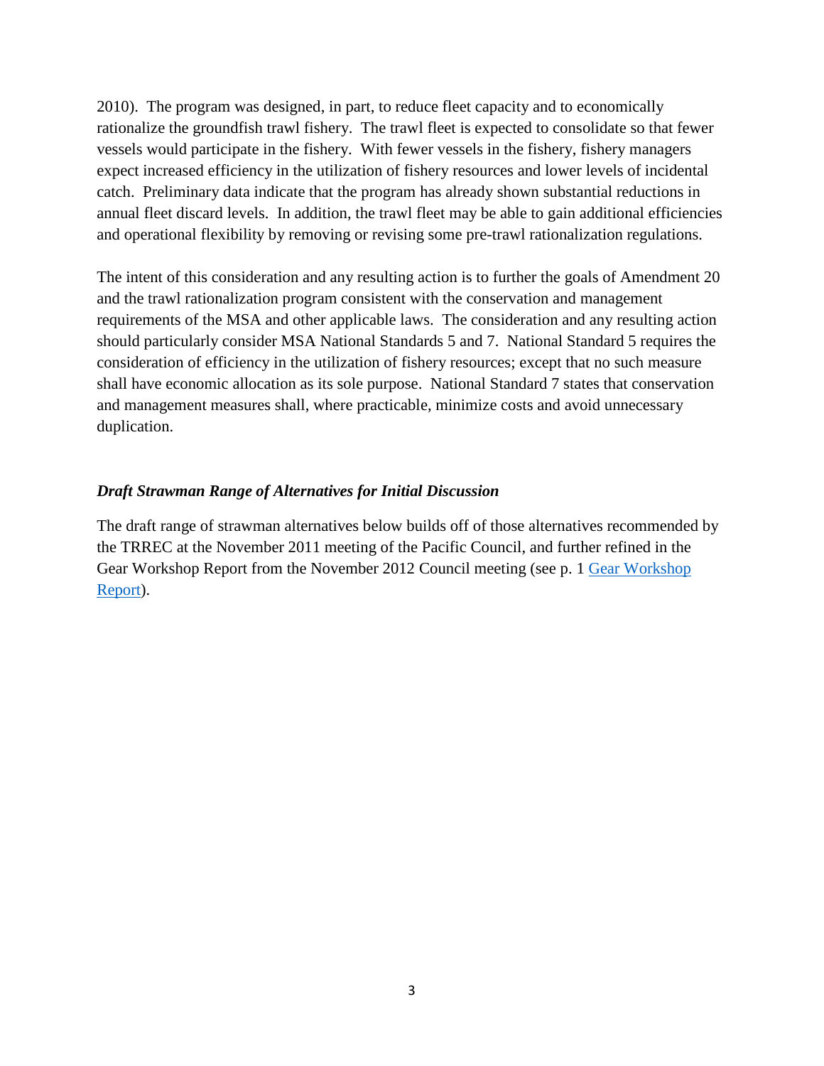2010). The program was designed, in part, to reduce fleet capacity and to economically rationalize the groundfish trawl fishery. The trawl fleet is expected to consolidate so that fewer vessels would participate in the fishery. With fewer vessels in the fishery, fishery managers expect increased efficiency in the utilization of fishery resources and lower levels of incidental catch. Preliminary data indicate that the program has already shown substantial reductions in annual fleet discard levels. In addition, the trawl fleet may be able to gain additional efficiencies and operational flexibility by removing or revising some pre-trawl rationalization regulations.

The intent of this consideration and any resulting action is to further the goals of Amendment 20 and the trawl rationalization program consistent with the conservation and management requirements of the MSA and other applicable laws. The consideration and any resulting action should particularly consider MSA National Standards 5 and 7. National Standard 5 requires the consideration of efficiency in the utilization of fishery resources; except that no such measure shall have economic allocation as its sole purpose. National Standard 7 states that conservation and management measures shall, where practicable, minimize costs and avoid unnecessary duplication.

### ***Draft Strawman Range of Alternatives for Initial Discussion***

The draft range of strawman alternatives below builds off of those alternatives recommended by the TRREC at the November 2011 meeting of the Pacific Council, and further refined in the Gear Workshop Report from the November 2012 Council meeting (see p. 1 Gear Workshop Report).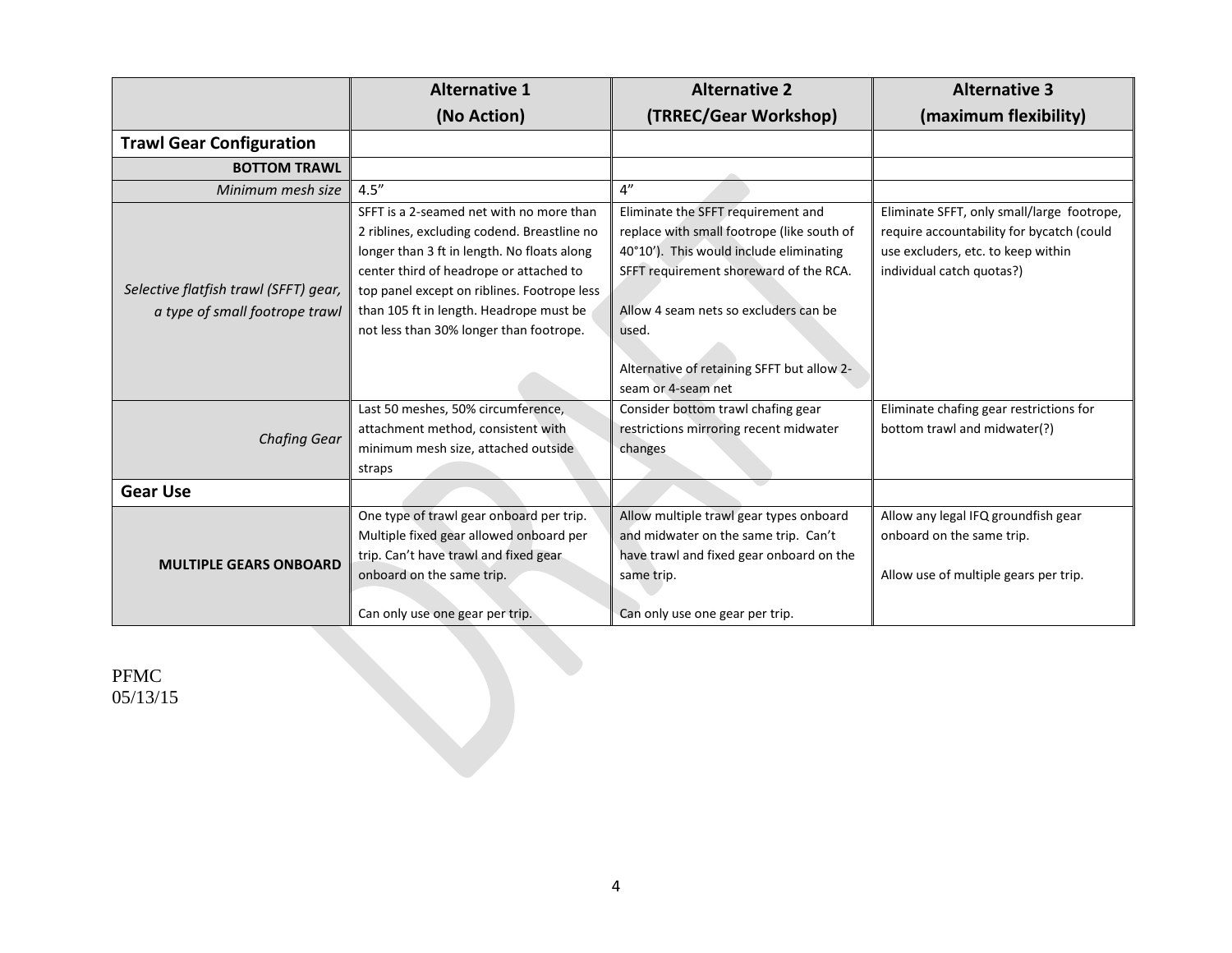| | Alternative 1 (No Action) | Alternative 2 (TRREC/Gear Workshop) | Alternative 3 (maximum flexibility) |
|---|---|---|---|
| **Trawl Gear Configuration** | | | |
| **BOTTOM TRAWL** | | | |
| *Minimum mesh size* | 4.5” | 4” | |
| *Selective flatfish trawl (SFFT) gear, a type of small footrope trawl* | SFFT is a 2-seamed net with no more than 2 riblines, excluding codend. Breastline no longer than 3 ft in length. No floats along center third of headrope or attached to top panel except on riblines. Footrope less than 105 ft in length. Headrope must be not less than 30% longer than footrope. | Eliminate the SFFT requirement and replace with small footrope (like south of 40°10’). This would include eliminating SFFT requirement shoreward of the RCA.<br><br>Allow 4 seam nets so excluders can be used.<br><br>Alternative of retaining SFFT but allow 2-seam or 4-seam net | Eliminate SFFT, only small/large footrope, require accountability for bycatch (could use excluders, etc. to keep within individual catch quotas?) |
| *Chafing Gear* | Last 50 meshes, 50% circumference, attachment method, consistent with minimum mesh size, attached outside straps | Consider bottom trawl chafing gear restrictions mirroring recent midwater changes | Eliminate chafing gear restrictions for bottom trawl and midwater(?) |
| **Gear Use** | | | |
| **MULTIPLE GEARS ONBOARD** | One type of trawl gear onboard per trip. Multiple fixed gear allowed onboard per trip. Can’t have trawl and fixed gear onboard on the same trip.<br><br>Can only use one gear per trip. | Allow multiple trawl gear types onboard and midwater on the same trip. Can’t have trawl and fixed gear onboard on the same trip.<br><br>Can only use one gear per trip. | Allow any legal IFQ groundfish gear onboard on the same trip.<br><br>Allow use of multiple gears per trip. |

PFMC
05/13/15